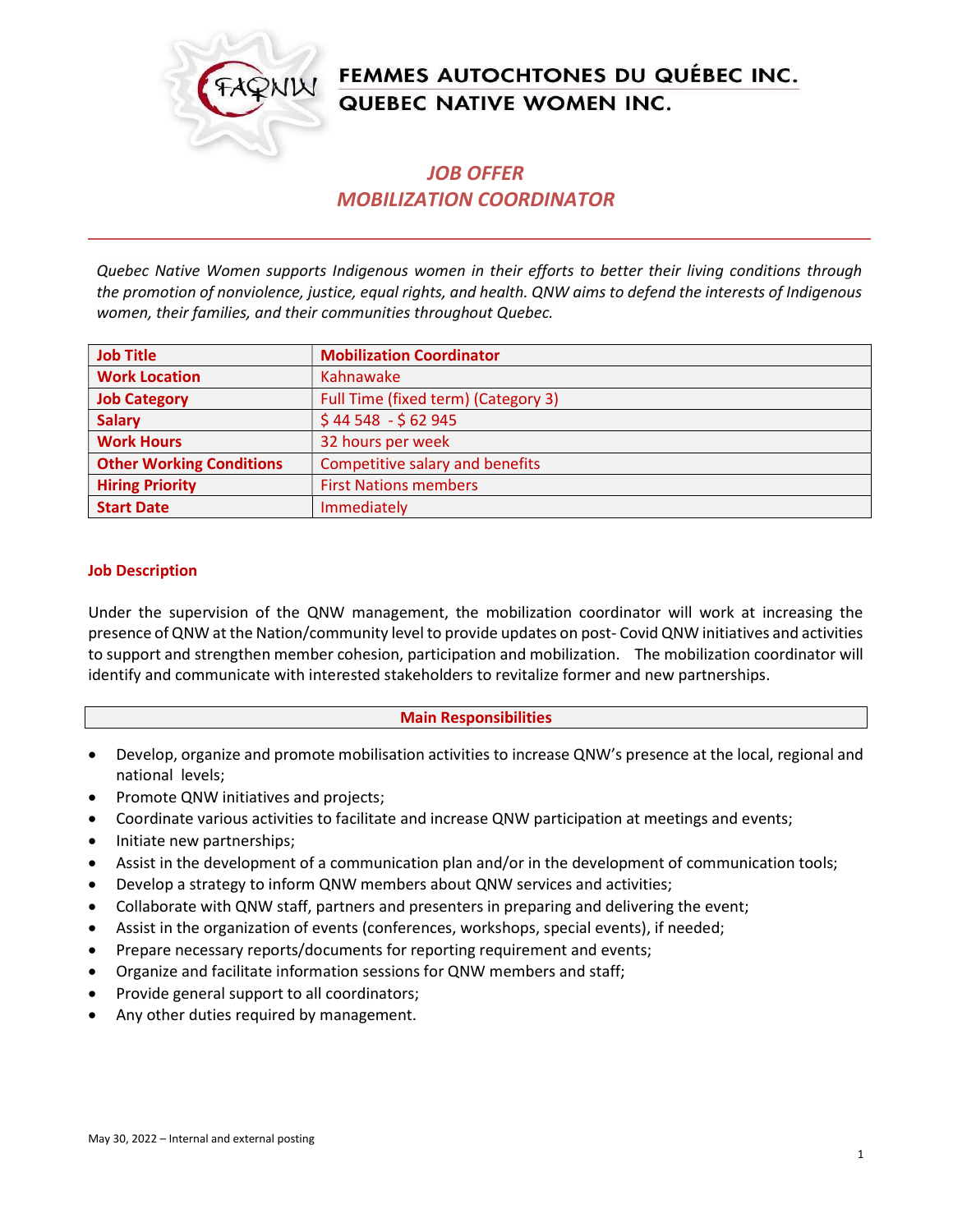# FEMMES AUTOCHTONES DU QUÉBEC INC.
# QUEBEC NATIVE WOMEN INC.

## *JOB OFFER*
## *MOBILIZATION COORDINATOR*

*Quebec Native Women supports Indigenous women in their efforts to better their living conditions through the promotion of nonviolence, justice, equal rights, and health. QNW aims to defend the interests of Indigenous women, their families, and their communities throughout Quebec.*

| **Job Title** | **Mobilization Coordinator** |
|---|---|
| **Work Location** | Kahnawake |
| **Job Category** | Full Time (fixed term) (Category 3) |
| **Salary** | $ 44 548 - $ 62 945 |
| **Work Hours** | 32 hours per week |
| **Other Working Conditions** | Competitive salary and benefits |
| **Hiring Priority** | First Nations members |
| **Start Date** | Immediately |

### Job Description

Under the supervision of the QNW management, the mobilization coordinator will work at increasing the presence of QNW at the Nation/community level to provide updates on post- Covid QNW initiatives and activities to support and strengthen member cohesion, participation and mobilization. The mobilization coordinator will identify and communicate with interested stakeholders to revitalize former and new partnerships.

### Main Responsibilities

- Develop, organize and promote mobilisation activities to increase QNW's presence at the local, regional and national levels;
- Promote QNW initiatives and projects;
- Coordinate various activities to facilitate and increase QNW participation at meetings and events;
- Initiate new partnerships;
- Assist in the development of a communication plan and/or in the development of communication tools;
- Develop a strategy to inform QNW members about QNW services and activities;
- Collaborate with QNW staff, partners and presenters in preparing and delivering the event;
- Assist in the organization of events (conferences, workshops, special events), if needed;
- Prepare necessary reports/documents for reporting requirement and events;
- Organize and facilitate information sessions for QNW members and staff;
- Provide general support to all coordinators;
- Any other duties required by management.

May 30, 2022 – Internal and external posting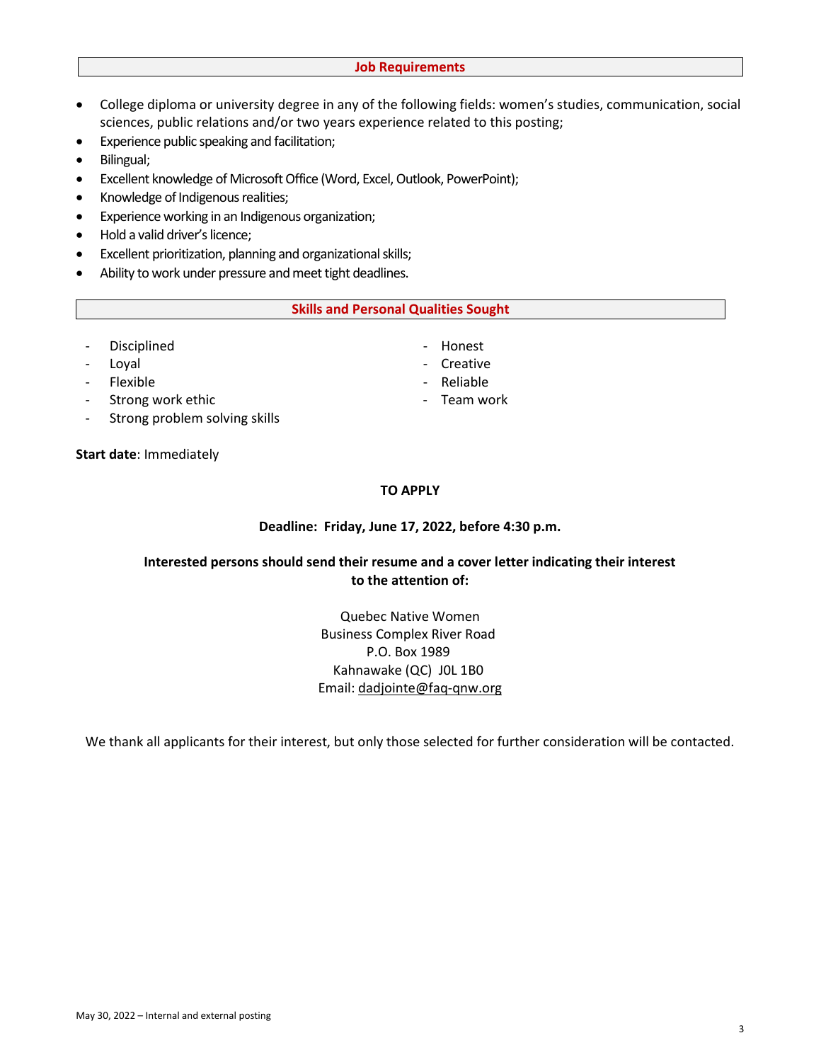## Job Requirements

- College diploma or university degree in any of the following fields: women's studies, communication, social sciences, public relations and/or two years experience related to this posting;
- Experience public speaking and facilitation;
- Bilingual;
- Excellent knowledge of Microsoft Office (Word, Excel, Outlook, PowerPoint);
- Knowledge of Indigenous realities;
- Experience working in an Indigenous organization;
- Hold a valid driver's licence;
- Excellent prioritization, planning and organizational skills;
- Ability to work under pressure and meet tight deadlines.

## Skills and Personal Qualities Sought

- Disciplined
- Loyal
- Flexible
- Strong work ethic
- Strong problem solving skills
- Honest
- Creative
- Reliable
- Team work

**Start date**: Immediately

**TO APPLY**

**Deadline: Friday, June 17, 2022, before 4:30 p.m.**

**Interested persons should send their resume and a cover letter indicating their interest to the attention of:**

Quebec Native Women
Business Complex River Road
P.O. Box 1989
Kahnawake (QC) J0L 1B0
Email: dadjointe@faq-qnw.org

We thank all applicants for their interest, but only those selected for further consideration will be contacted.

May 30, 2022 – Internal and external posting